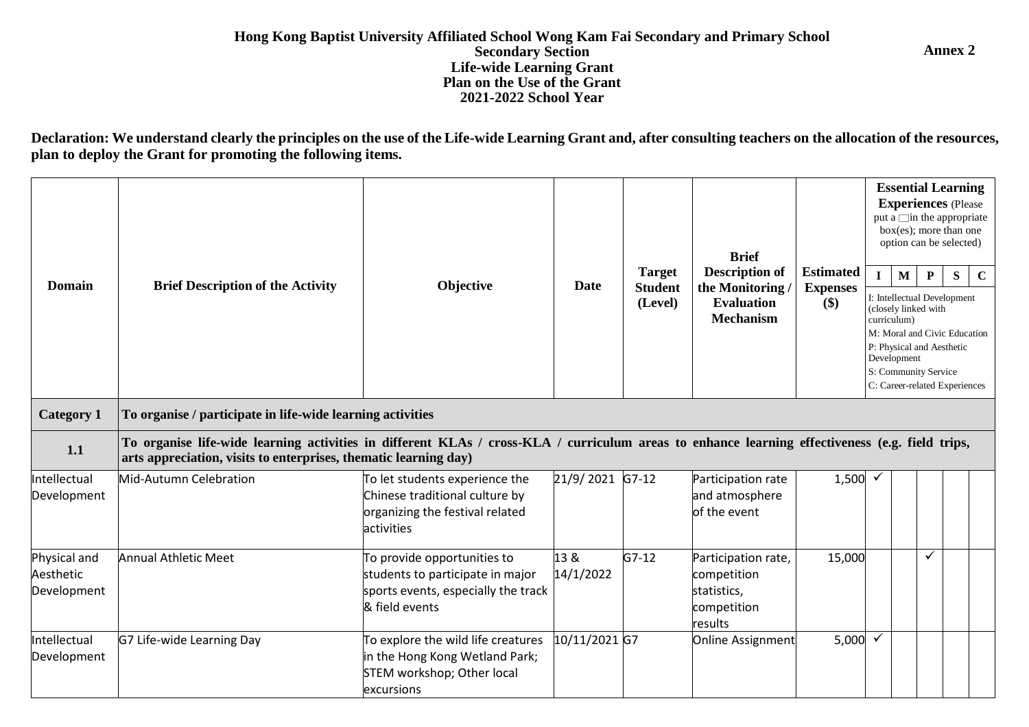**Annex 2**

# Hong Kong Baptist University Affiliated School Wong Kam Fai Secondary and Primary School
## Secondary Section
## Life-wide Learning Grant
## Plan on the Use of the Grant
## 2021-2022 School Year

**Declaration: We understand clearly the principles on the use of the Life-wide Learning Grant and, after consulting teachers on the allocation of the resources, plan to deploy the Grant for promoting the following items.**

| Domain | Brief Description of the Activity | Objective | Date | Target Student (Level) | Brief Description of the Monitoring / Evaluation Mechanism | Estimated Expenses ($) | Essential Learning Experiences (Please put a □ in the appropriate box(es); more than one option can be selected) I: Intellectual Development (closely linked with curriculum) M: Moral and Civic Education P: Physical and Aesthetic Development S: Community Service C: Career-related Experiences | | | | |
|---|---|---|---|---|---|---|---|---|---|---|---|
| | | | | | | | I | M | P | S | C |
| **Category 1** | **To organise / participate in life-wide learning activities** | | | | | | | | | | |
| **1.1** | **To organise life-wide learning activities in different KLAs / cross-KLA / curriculum areas to enhance learning effectiveness (e.g. field trips, arts appreciation, visits to enterprises, thematic learning day)** | | | | | | | | | | |
| Intellectual Development | Mid-Autumn Celebration | To let students experience the Chinese traditional culture by organizing the festival related activities | 21/9/ 2021 | G7-12 | Participation rate and atmosphere of the event | 1,500 | ✓ | | | | |
| Physical and Aesthetic Development | Annual Athletic Meet | To provide opportunities to students to participate in major sports events, especially the track & field events | 13 & 14/1/2022 | G7-12 | Participation rate, competition statistics, competition results | 15,000 | | | ✓ | | |
| Intellectual Development | G7 Life-wide Learning Day | To explore the wild life creatures in the Hong Kong Wetland Park; STEM workshop; Other local excursions | 10/11/2021 | G7 | Online Assignment | 5,000 | ✓ | | | | |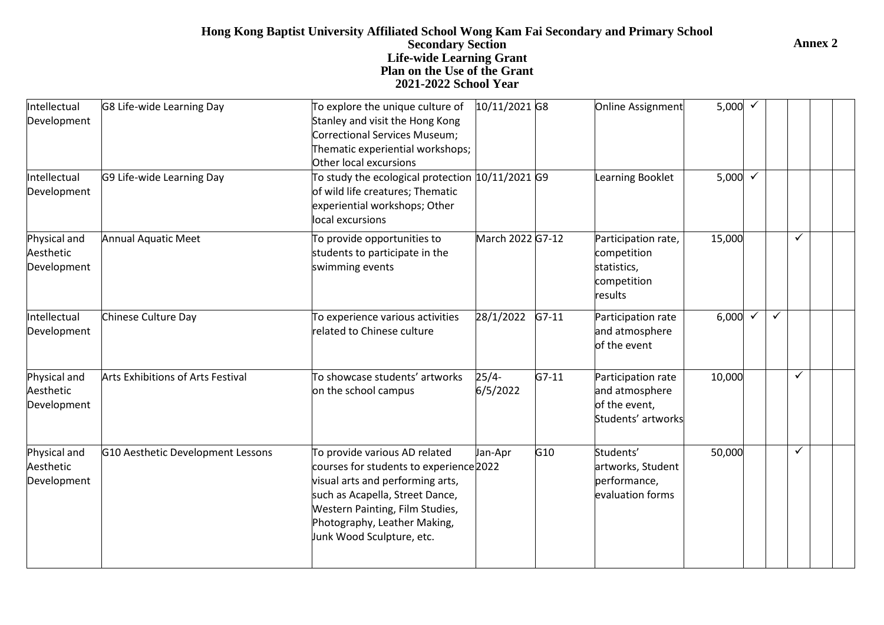| | | | | | | | | | | | |
|---|---|---|---|---|---|---|---|---|---|---|---|
| Intellectual Development | G8 Life-wide Learning Day | To explore the unique culture of Stanley and visit the Hong Kong Correctional Services Museum; Thematic experiential workshops; Other local excursions | 10/11/2021 | G8 | Online Assignment | 5,000 | ✓ | | | | |
| Intellectual Development | G9 Life-wide Learning Day | To study the ecological protection of wild life creatures; Thematic experiential workshops; Other local excursions | 10/11/2021 | G9 | Learning Booklet | 5,000 | ✓ | | | | |
| Physical and Aesthetic Development | Annual Aquatic Meet | To provide opportunities to students to participate in the swimming events | March 2022 | G7-12 | Participation rate, competition statistics, competition results | 15,000 | | | ✓ | | |
| Intellectual Development | Chinese Culture Day | To experience various activities related to Chinese culture | 28/1/2022 | G7-11 | Participation rate and atmosphere of the event | 6,000 | ✓ | ✓ | | | |
| Physical and Aesthetic Development | Arts Exhibitions of Arts Festival | To showcase students' artworks on the school campus | 25/4-6/5/2022 | G7-11 | Participation rate and atmosphere of the event, Students' artworks | 10,000 | | | ✓ | | |
| Physical and Aesthetic Development | G10 Aesthetic Development Lessons | To provide various AD related courses for students to experience visual arts and performing arts, such as Acapella, Street Dance, Western Painting, Film Studies, Photography, Leather Making, Junk Wood Sculpture, etc. | Jan-Apr 2022 | G10 | Students' artworks, Student performance, evaluation forms | 50,000 | | | ✓ | | |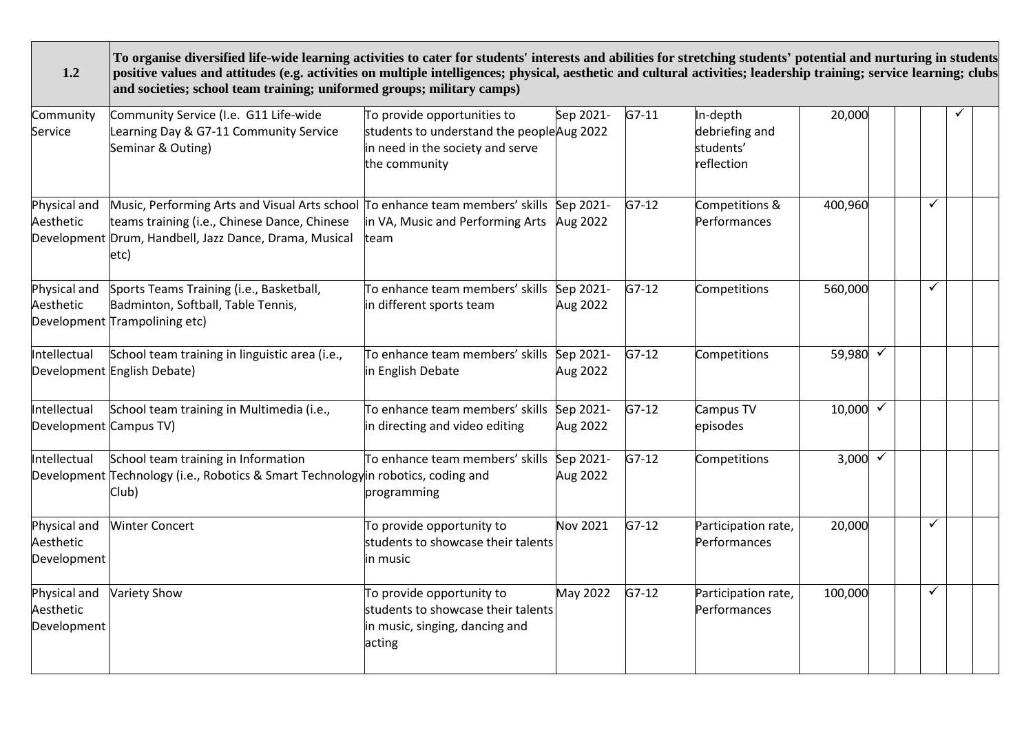| 1.2 | **To organise diversified life-wide learning activities to cater for students' interests and abilities for stretching students' potential and nurturing in students positive values and attitudes (e.g. activities on multiple intelligences; physical, aesthetic and cultural activities; leadership training; service learning; clubs and societies; school team training; uniformed groups; military camps)** | | | | | | | | | | |
|---|---|---|---|---|---|---|---|---|---|---|---|
| Community Service | Community Service (I.e. G11 Life-wide Learning Day & G7-11 Community Service Seminar & Outing) | To provide opportunities to students to understand the people in need in the society and serve the community | Sep 2021-Aug 2022 | G7-11 | In-depth debriefing and students' reflection | 20,000 | | | | ✓ | |
| Physical and Aesthetic Development | Music, Performing Arts and Visual Arts school teams training (i.e., Chinese Dance, Chinese Drum, Handbell, Jazz Dance, Drama, Musical etc) | To enhance team members' skills in VA, Music and Performing Arts team | Sep 2021-Aug 2022 | G7-12 | Competitions & Performances | 400,960 | | | ✓ | | |
| Physical and Aesthetic Development | Sports Teams Training (i.e., Basketball, Badminton, Softball, Table Tennis, Trampolining etc) | To enhance team members' skills in different sports team | Sep 2021-Aug 2022 | G7-12 | Competitions | 560,000 | | | ✓ | | |
| Intellectual Development | School team training in linguistic area (i.e., English Debate) | To enhance team members' skills in English Debate | Sep 2021-Aug 2022 | G7-12 | Competitions | 59,980 | ✓ | | | | |
| Intellectual Development | School team training in Multimedia (i.e., Campus TV) | To enhance team members' skills in directing and video editing | Sep 2021-Aug 2022 | G7-12 | Campus TV episodes | 10,000 | ✓ | | | | |
| Intellectual Development | School team training in Information Technology (i.e., Robotics & Smart Technology Club) | To enhance team members' skills in robotics, coding and programming | Sep 2021-Aug 2022 | G7-12 | Competitions | 3,000 | ✓ | | | | |
| Physical and Aesthetic Development | Winter Concert | To provide opportunity to students to showcase their talents in music | Nov 2021 | G7-12 | Participation rate, Performances | 20,000 | | | ✓ | | |
| Physical and Aesthetic Development | Variety Show | To provide opportunity to students to showcase their talents in music, singing, dancing and acting | May 2022 | G7-12 | Participation rate, Performances | 100,000 | | | ✓ | | |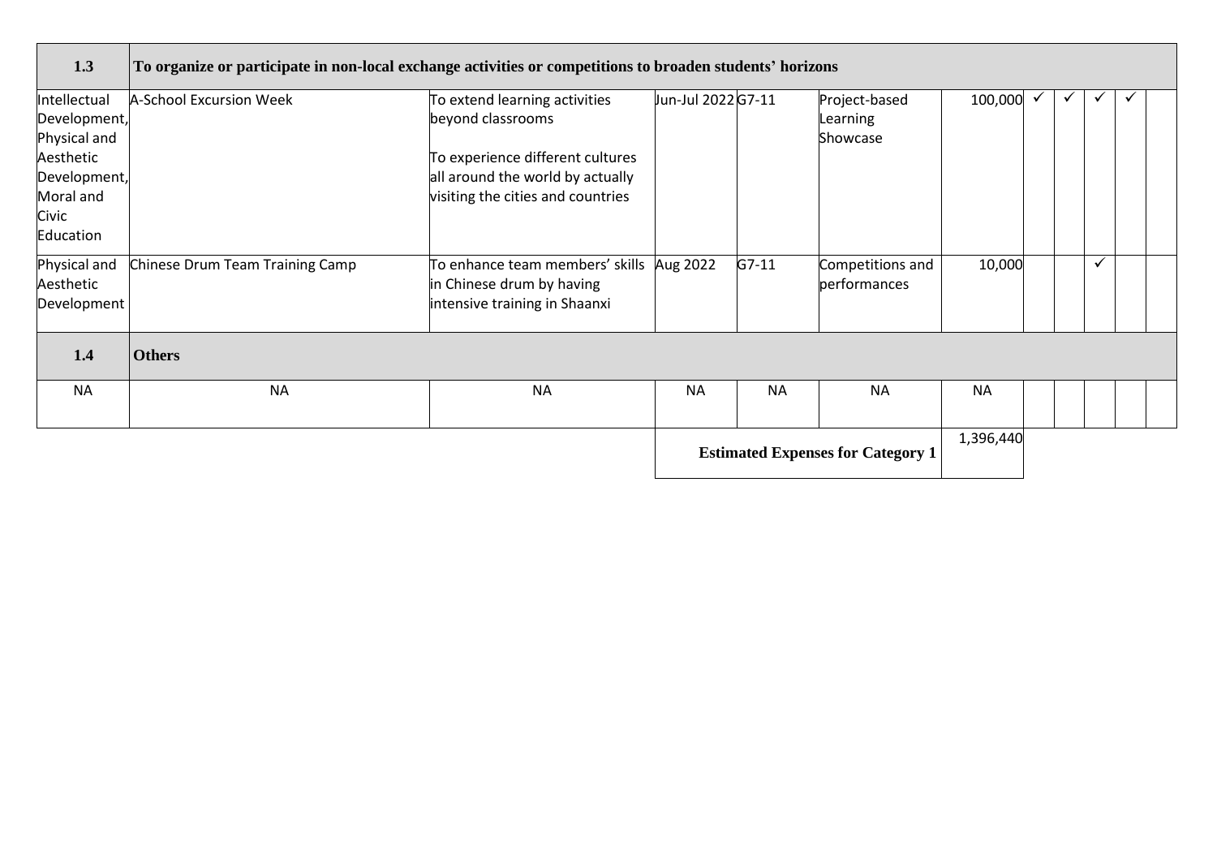| 1.3 | To organize or participate in non-local exchange activities or competitions to broaden students' horizons | | | | | | | | | | |
|---|---|---|---|---|---|---|---|---|---|---|---|
| Intellectual Development, Physical and Aesthetic Development, Moral and Civic Education | A-School Excursion Week | To extend learning activities beyond classrooms<br><br>To experience different cultures all around the world by actually visiting the cities and countries | Jun-Jul 2022 | G7-11 | Project-based Learning Showcase | 100,000 | ✓ | ✓ | ✓ | ✓ | |
| Physical and Aesthetic Development | Chinese Drum Team Training Camp | To enhance team members' skills in Chinese drum by having intensive training in Shaanxi | Aug 2022 | G7-11 | Competitions and performances | 10,000 | | | ✓ | | |
| **1.4** | **Others** | | | | | | | | | | |
| NA | NA | NA | NA | NA | NA | NA | | | | | |
| | | | **Estimated Expenses for Category 1** | | | 1,396,440 | | | | | |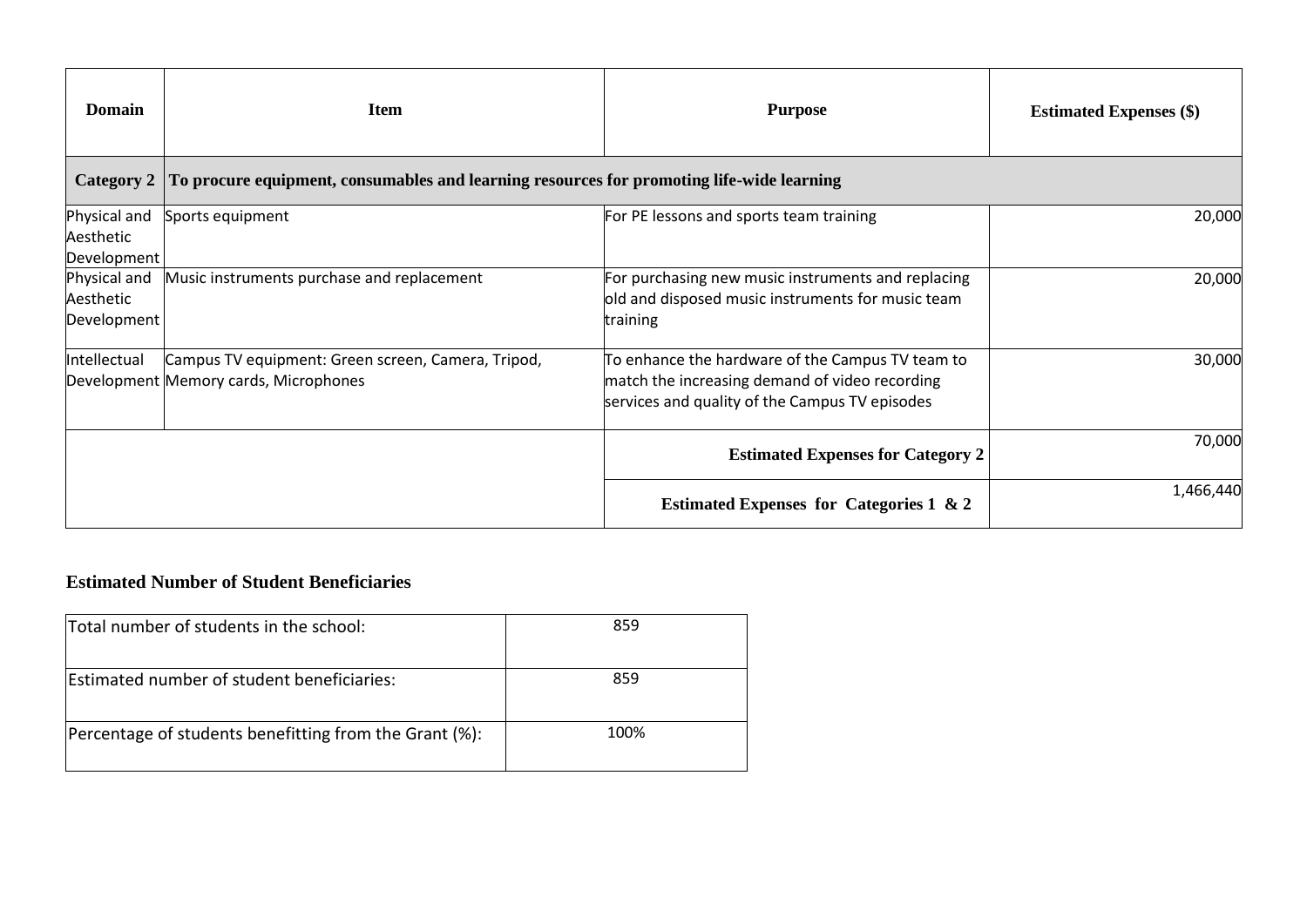| Domain | Item | Purpose | Estimated Expenses ($) |
|---|---|---|---|
| **Category 2** | **To procure equipment, consumables and learning resources for promoting life-wide learning** | | |
| Physical and Aesthetic Development | Sports equipment | For PE lessons and sports team training | 20,000 |
| Physical and Aesthetic Development | Music instruments purchase and replacement | For purchasing new music instruments and replacing old and disposed music instruments for music team training | 20,000 |
| Intellectual Development | Campus TV equipment: Green screen, Camera, Tripod, Memory cards, Microphones | To enhance the hardware of the Campus TV team to match the increasing demand of video recording services and quality of the Campus TV episodes | 30,000 |
| | | **Estimated Expenses for Category 2** | 70,000 |
| | | **Estimated Expenses for Categories 1 & 2** | 1,466,440 |

### Estimated Number of Student Beneficiaries

| | |
|---|---|
| Total number of students in the school: | 859 |
| Estimated number of student beneficiaries: | 859 |
| Percentage of students benefitting from the Grant (%): | 100% |